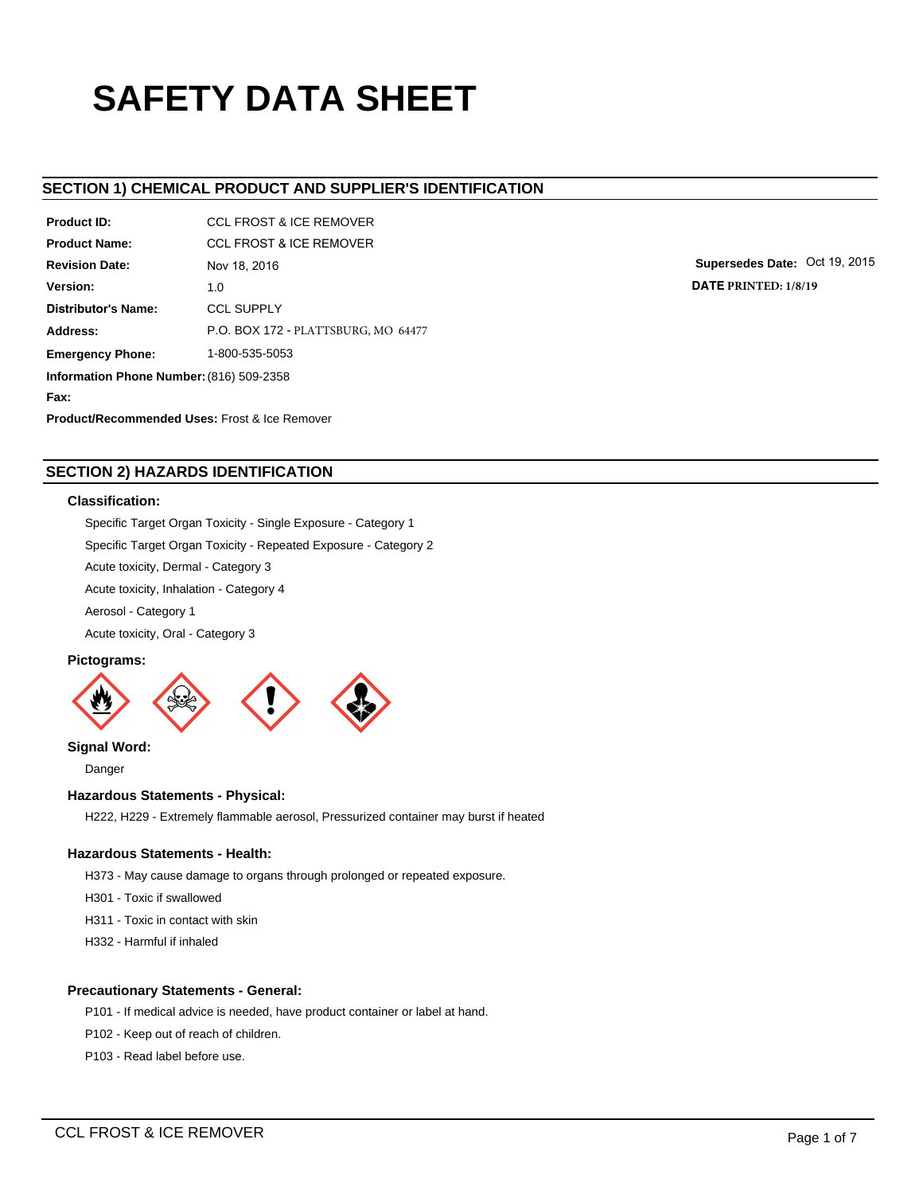# SAFETY DATA SHEET

## SECTION 1) CHEMICAL PRODUCT AND SUPPLIER'S IDENTIFICATION

**Product ID:** CCL FROST & ICE REMOVER

**Product Name:** CCL FROST & ICE REMOVER

**Revision Date:** Nov 18, 2016

**Supersedes Date:** Oct 19, 2015

**DATE PRINTED: 1/8/19**

**Version:** 1.0

**Distributor's Name:** CCL SUPPLY

**Address:** P.O. BOX 172 - PLATTSBURG, MO 64477

**Emergency Phone:** 1-800-535-5053

**Information Phone Number:** (816) 509-2358

**Fax:**

**Product/Recommended Uses:** Frost & Ice Remover

## SECTION 2) HAZARDS IDENTIFICATION

### Classification:

Specific Target Organ Toxicity - Single Exposure - Category 1

Specific Target Organ Toxicity - Repeated Exposure - Category 2

Acute toxicity, Dermal - Category 3

Acute toxicity, Inhalation - Category 4

Aerosol - Category 1

Acute toxicity, Oral - Category 3

### Pictograms:

### Signal Word:

Danger

### Hazardous Statements - Physical:

H222, H229 - Extremely flammable aerosol, Pressurized container may burst if heated

### Hazardous Statements - Health:

H373 - May cause damage to organs through prolonged or repeated exposure.

H301 - Toxic if swallowed

H311 - Toxic in contact with skin

H332 - Harmful if inhaled

### Precautionary Statements - General:

P101 - If medical advice is needed, have product container or label at hand.

P102 - Keep out of reach of children.

P103 - Read label before use.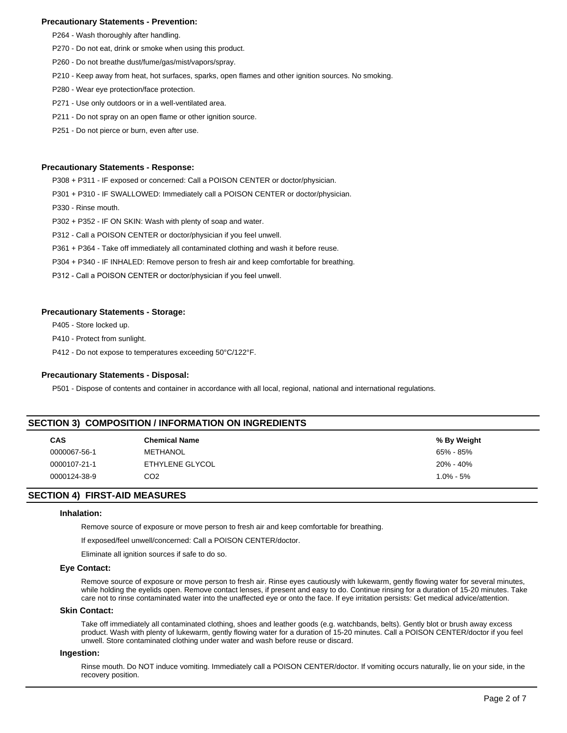**Precautionary Statements - Prevention:**

P264 - Wash thoroughly after handling.

P270 - Do not eat, drink or smoke when using this product.

P260 - Do not breathe dust/fume/gas/mist/vapors/spray.

P210 - Keep away from heat, hot surfaces, sparks, open flames and other ignition sources. No smoking.

P280 - Wear eye protection/face protection.

P271 - Use only outdoors or in a well-ventilated area.

P211 - Do not spray on an open flame or other ignition source.

P251 - Do not pierce or burn, even after use.

**Precautionary Statements - Response:**

P308 + P311 - IF exposed or concerned: Call a POISON CENTER or doctor/physician.

P301 + P310 - IF SWALLOWED: Immediately call a POISON CENTER or doctor/physician.

P330 - Rinse mouth.

P302 + P352 - IF ON SKIN: Wash with plenty of soap and water.

P312 - Call a POISON CENTER or doctor/physician if you feel unwell.

P361 + P364 - Take off immediately all contaminated clothing and wash it before reuse.

P304 + P340 - IF INHALED: Remove person to fresh air and keep comfortable for breathing.

P312 - Call a POISON CENTER or doctor/physician if you feel unwell.

**Precautionary Statements - Storage:**

P405 - Store locked up.

P410 - Protect from sunlight.

P412 - Do not expose to temperatures exceeding 50°C/122°F.

**Precautionary Statements - Disposal:**

P501 - Dispose of contents and container in accordance with all local, regional, national and international regulations.

## SECTION 3) COMPOSITION / INFORMATION ON INGREDIENTS

| CAS | Chemical Name | % By Weight |
|---|---|---|
| 0000067-56-1 | METHANOL | 65% - 85% |
| 0000107-21-1 | ETHYLENE GLYCOL | 20% - 40% |
| 0000124-38-9 | $CO_2$ | 1.0% - 5% |

## SECTION 4) FIRST-AID MEASURES

### Inhalation:

Remove source of exposure or move person to fresh air and keep comfortable for breathing.

If exposed/feel unwell/concerned: Call a POISON CENTER/doctor.

Eliminate all ignition sources if safe to do so.

### Eye Contact:

Remove source of exposure or move person to fresh air. Rinse eyes cautiously with lukewarm, gently flowing water for several minutes, while holding the eyelids open. Remove contact lenses, if present and easy to do. Continue rinsing for a duration of 15-20 minutes. Take care not to rinse contaminated water into the unaffected eye or onto the face. If eye irritation persists: Get medical advice/attention.

### Skin Contact:

Take off immediately all contaminated clothing, shoes and leather goods (e.g. watchbands, belts). Gently blot or brush away excess product. Wash with plenty of lukewarm, gently flowing water for a duration of 15-20 minutes. Call a POISON CENTER/doctor if you feel unwell. Store contaminated clothing under water and wash before reuse or discard.

### Ingestion:

Rinse mouth. Do NOT induce vomiting. Immediately call a POISON CENTER/doctor. If vomiting occurs naturally, lie on your side, in the recovery position.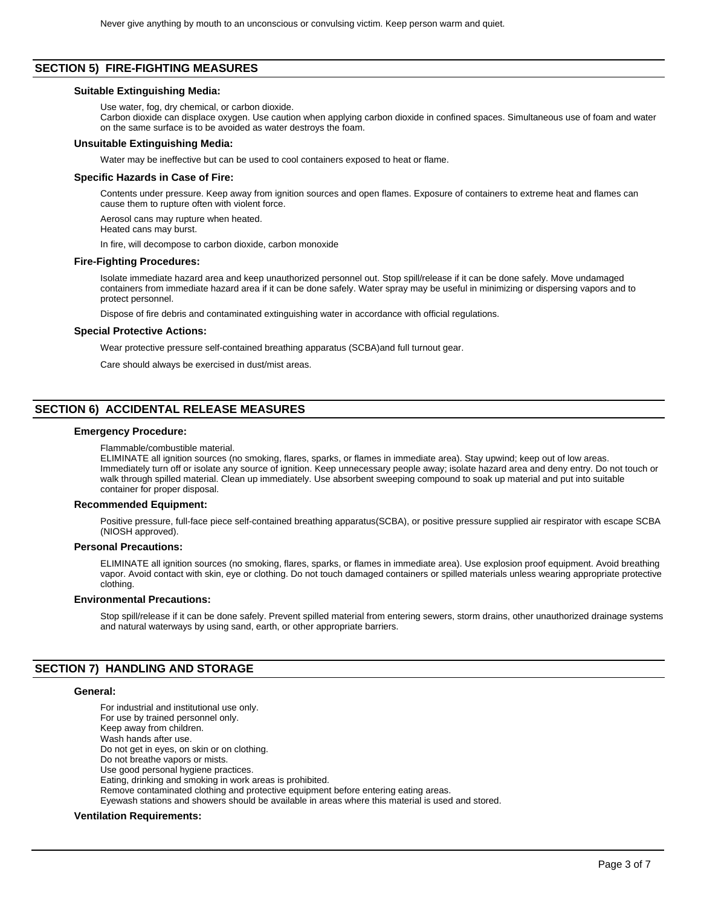Never give anything by mouth to an unconscious or convulsing victim. Keep person warm and quiet.

## SECTION 5) FIRE-FIGHTING MEASURES

### Suitable Extinguishing Media:

Use water, fog, dry chemical, or carbon dioxide.
Carbon dioxide can displace oxygen. Use caution when applying carbon dioxide in confined spaces. Simultaneous use of foam and water on the same surface is to be avoided as water destroys the foam.

### Unsuitable Extinguishing Media:

Water may be ineffective but can be used to cool containers exposed to heat or flame.

### Specific Hazards in Case of Fire:

Contents under pressure. Keep away from ignition sources and open flames. Exposure of containers to extreme heat and flames can cause them to rupture often with violent force.

Aerosol cans may rupture when heated.
Heated cans may burst.

In fire, will decompose to carbon dioxide, carbon monoxide

### Fire-Fighting Procedures:

Isolate immediate hazard area and keep unauthorized personnel out. Stop spill/release if it can be done safely. Move undamaged containers from immediate hazard area if it can be done safely. Water spray may be useful in minimizing or dispersing vapors and to protect personnel.

Dispose of fire debris and contaminated extinguishing water in accordance with official regulations.

### Special Protective Actions:

Wear protective pressure self-contained breathing apparatus (SCBA)and full turnout gear.

Care should always be exercised in dust/mist areas.

## SECTION 6) ACCIDENTAL RELEASE MEASURES

### Emergency Procedure:

Flammable/combustible material.
ELIMINATE all ignition sources (no smoking, flares, sparks, or flames in immediate area). Stay upwind; keep out of low areas. Immediately turn off or isolate any source of ignition. Keep unnecessary people away; isolate hazard area and deny entry. Do not touch or walk through spilled material. Clean up immediately. Use absorbent sweeping compound to soak up material and put into suitable container for proper disposal.

### Recommended Equipment:

Positive pressure, full-face piece self-contained breathing apparatus(SCBA), or positive pressure supplied air respirator with escape SCBA (NIOSH approved).

### Personal Precautions:

ELIMINATE all ignition sources (no smoking, flares, sparks, or flames in immediate area). Use explosion proof equipment. Avoid breathing vapor. Avoid contact with skin, eye or clothing. Do not touch damaged containers or spilled materials unless wearing appropriate protective clothing.

### Environmental Precautions:

Stop spill/release if it can be done safely. Prevent spilled material from entering sewers, storm drains, other unauthorized drainage systems and natural waterways by using sand, earth, or other appropriate barriers.

## SECTION 7) HANDLING AND STORAGE

### General:

For industrial and institutional use only.
For use by trained personnel only.
Keep away from children.
Wash hands after use.
Do not get in eyes, on skin or on clothing.
Do not breathe vapors or mists.
Use good personal hygiene practices.
Eating, drinking and smoking in work areas is prohibited.
Remove contaminated clothing and protective equipment before entering eating areas.
Eyewash stations and showers should be available in areas where this material is used and stored.

### Ventilation Requirements: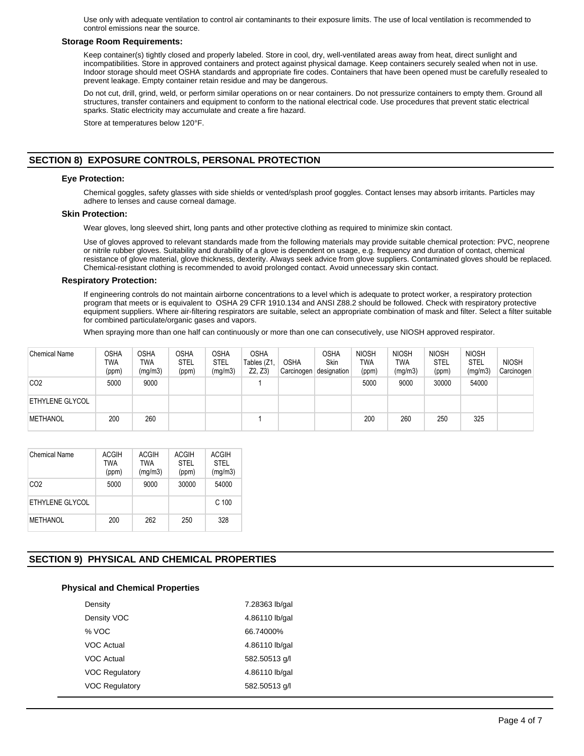Use only with adequate ventilation to control air contaminants to their exposure limits. The use of local ventilation is recommended to control emissions near the source.

**Storage Room Requirements:**

Keep container(s) tightly closed and properly labeled. Store in cool, dry, well-ventilated areas away from heat, direct sunlight and incompatibilities. Store in approved containers and protect against physical damage. Keep containers securely sealed when not in use. Indoor storage should meet OSHA standards and appropriate fire codes. Containers that have been opened must be carefully resealed to prevent leakage. Empty container retain residue and may be dangerous.

Do not cut, drill, grind, weld, or perform similar operations on or near containers. Do not pressurize containers to empty them. Ground all structures, transfer containers and equipment to conform to the national electrical code. Use procedures that prevent static electrical sparks. Static electricity may accumulate and create a fire hazard.

Store at temperatures below 120°F.

## SECTION 8) EXPOSURE CONTROLS, PERSONAL PROTECTION

**Eye Protection:**

Chemical goggles, safety glasses with side shields or vented/splash proof goggles. Contact lenses may absorb irritants. Particles may adhere to lenses and cause corneal damage.

**Skin Protection:**

Wear gloves, long sleeved shirt, long pants and other protective clothing as required to minimize skin contact.

Use of gloves approved to relevant standards made from the following materials may provide suitable chemical protection: PVC, neoprene or nitrile rubber gloves. Suitability and durability of a glove is dependent on usage, e.g. frequency and duration of contact, chemical resistance of glove material, glove thickness, dexterity. Always seek advice from glove suppliers. Contaminated gloves should be replaced. Chemical-resistant clothing is recommended to avoid prolonged contact. Avoid unnecessary skin contact.

**Respiratory Protection:**

If engineering controls do not maintain airborne concentrations to a level which is adequate to protect worker, a respiratory protection program that meets or is equivalent to OSHA 29 CFR 1910.134 and ANSI Z88.2 should be followed. Check with respiratory protective equipment suppliers. Where air-filtering respirators are suitable, select an appropriate combination of mask and filter. Select a filter suitable for combined particulate/organic gases and vapors.

When spraying more than one half can continuously or more than one can consecutively, use NIOSH approved respirator.

| Chemical Name | OSHA TWA (ppm) | OSHA TWA (mg/m3) | OSHA STEL (ppm) | OSHA STEL (mg/m3) | OSHA Tables (Z1, Z2, Z3) | OSHA Carcinogen | OSHA Skin designation | NIOSH TWA (ppm) | NIOSH TWA (mg/m3) | NIOSH STEL (ppm) | NIOSH STEL (mg/m3) | NIOSH Carcinogen |
|---|---|---|---|---|---|---|---|---|---|---|---|---|
| CO2 | 5000 | 9000 | | | 1 | | | 5000 | 9000 | 30000 | 54000 | |
| ETHYLENE GLYCOL | | | | | | | | | | | | |
| METHANOL | 200 | 260 | | | 1 | | | 200 | 260 | 250 | 325 | |

| Chemical Name | ACGIH TWA (ppm) | ACGIH TWA (mg/m3) | ACGIH STEL (ppm) | ACGIH STEL (mg/m3) |
|---|---|---|---|---|
| CO2 | 5000 | 9000 | 30000 | 54000 |
| ETHYLENE GLYCOL | | | | C 100 |
| METHANOL | 200 | 262 | 250 | 328 |

## SECTION 9) PHYSICAL AND CHEMICAL PROPERTIES

**Physical and Chemical Properties**

| | |
|---|---|
| Density | 7.28363 lb/gal |
| Density VOC | 4.86110 lb/gal |
| % VOC | 66.74000% |
| VOC Actual | 4.86110 lb/gal |
| VOC Actual | 582.50513 g/l |
| VOC Regulatory | 4.86110 lb/gal |
| VOC Regulatory | 582.50513 g/l |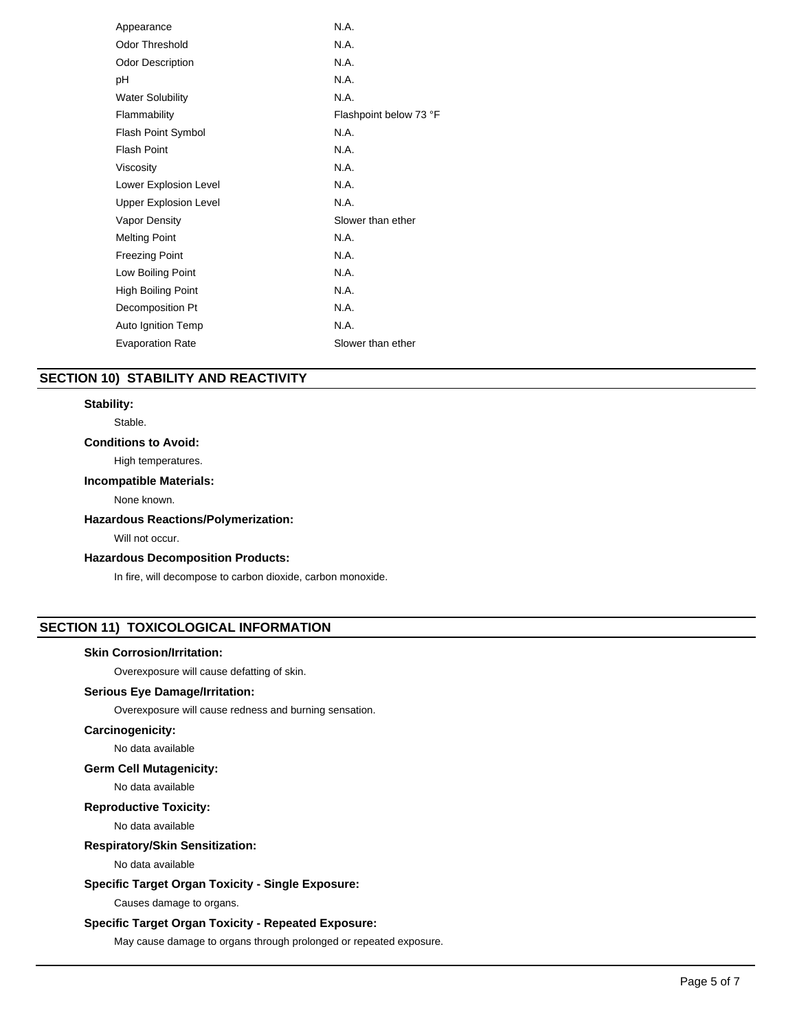| | |
|---|---|
| Appearance | N.A. |
| Odor Threshold | N.A. |
| Odor Description | N.A. |
| pH | N.A. |
| Water Solubility | N.A. |
| Flammability | Flashpoint below 73 °F |
| Flash Point Symbol | N.A. |
| Flash Point | N.A. |
| Viscosity | N.A. |
| Lower Explosion Level | N.A. |
| Upper Explosion Level | N.A. |
| Vapor Density | Slower than ether |
| Melting Point | N.A. |
| Freezing Point | N.A. |
| Low Boiling Point | N.A. |
| High Boiling Point | N.A. |
| Decomposition Pt | N.A. |
| Auto Ignition Temp | N.A. |
| Evaporation Rate | Slower than ether |

## SECTION 10) STABILITY AND REACTIVITY

**Stability:**

Stable.

**Conditions to Avoid:**

High temperatures.

**Incompatible Materials:**

None known.

**Hazardous Reactions/Polymerization:**

Will not occur.

**Hazardous Decomposition Products:**

In fire, will decompose to carbon dioxide, carbon monoxide.

## SECTION 11) TOXICOLOGICAL INFORMATION

**Skin Corrosion/Irritation:**

Overexposure will cause defatting of skin.

**Serious Eye Damage/Irritation:**

Overexposure will cause redness and burning sensation.

**Carcinogenicity:**

No data available

**Germ Cell Mutagenicity:**

No data available

**Reproductive Toxicity:**

No data available

**Respiratory/Skin Sensitization:**

No data available

**Specific Target Organ Toxicity - Single Exposure:**

Causes damage to organs.

**Specific Target Organ Toxicity - Repeated Exposure:**

May cause damage to organs through prolonged or repeated exposure.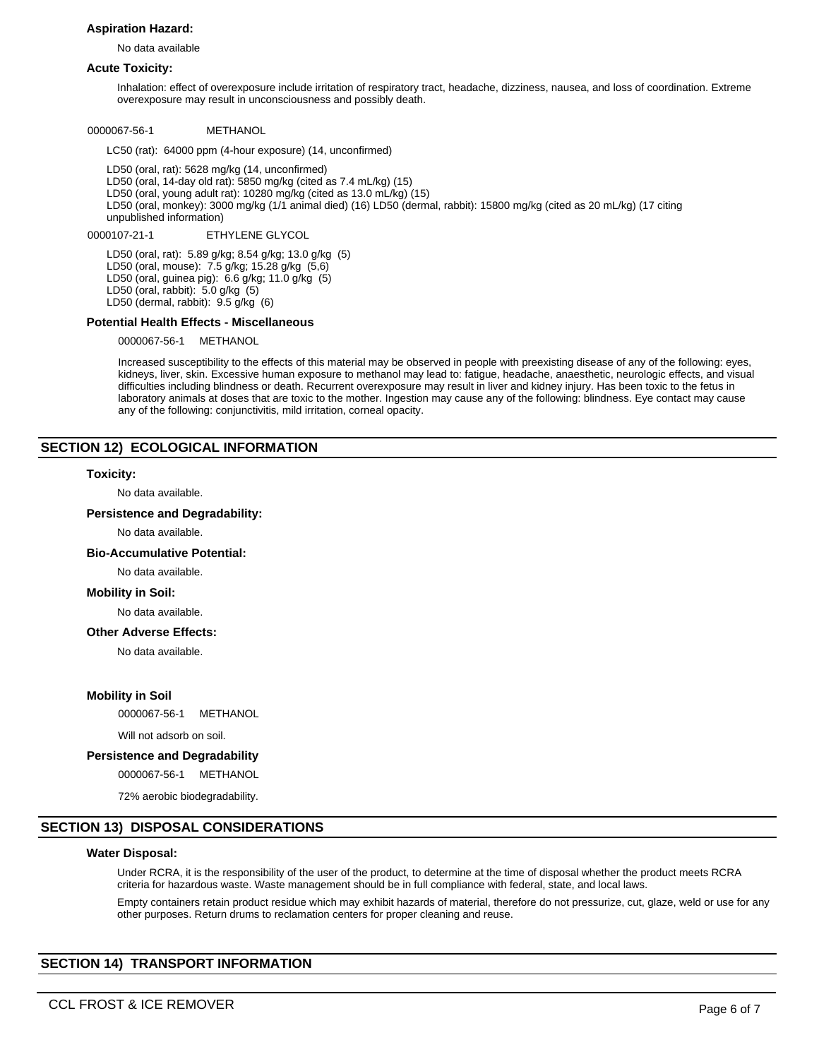**Aspiration Hazard:**

No data available

**Acute Toxicity:**

Inhalation: effect of overexposure include irritation of respiratory tract, headache, dizziness, nausea, and loss of coordination. Extreme overexposure may result in unconsciousness and possibly death.

0000067-56-1 METHANOL

LC50 (rat): 64000 ppm (4-hour exposure) (14, unconfirmed)

LD50 (oral, rat): 5628 mg/kg (14, unconfirmed)
LD50 (oral, 14-day old rat): 5850 mg/kg (cited as 7.4 mL/kg) (15)
LD50 (oral, young adult rat): 10280 mg/kg (cited as 13.0 mL/kg) (15)
LD50 (oral, monkey): 3000 mg/kg (1/1 animal died) (16) LD50 (dermal, rabbit): 15800 mg/kg (cited as 20 mL/kg) (17 citing unpublished information)

0000107-21-1 ETHYLENE GLYCOL

LD50 (oral, rat): 5.89 g/kg; 8.54 g/kg; 13.0 g/kg (5)
LD50 (oral, mouse): 7.5 g/kg; 15.28 g/kg (5,6)
LD50 (oral, guinea pig): 6.6 g/kg; 11.0 g/kg (5)
LD50 (oral, rabbit): 5.0 g/kg (5)
LD50 (dermal, rabbit): 9.5 g/kg (6)

**Potential Health Effects - Miscellaneous**

0000067-56-1 METHANOL

Increased susceptibility to the effects of this material may be observed in people with preexisting disease of any of the following: eyes, kidneys, liver, skin. Excessive human exposure to methanol may lead to: fatigue, headache, anaesthetic, neurologic effects, and visual difficulties including blindness or death. Recurrent overexposure may result in liver and kidney injury. Has been toxic to the fetus in laboratory animals at doses that are toxic to the mother. Ingestion may cause any of the following: blindness. Eye contact may cause any of the following: conjunctivitis, mild irritation, corneal opacity.

## SECTION 12) ECOLOGICAL INFORMATION

**Toxicity:**

No data available.

**Persistence and Degradability:**

No data available.

**Bio-Accumulative Potential:**

No data available.

**Mobility in Soil:**

No data available.

**Other Adverse Effects:**

No data available.

**Mobility in Soil**

0000067-56-1 METHANOL

Will not adsorb on soil.

**Persistence and Degradability**

0000067-56-1 METHANOL

72% aerobic biodegradability.

## SECTION 13) DISPOSAL CONSIDERATIONS

**Water Disposal:**

Under RCRA, it is the responsibility of the user of the product, to determine at the time of disposal whether the product meets RCRA criteria for hazardous waste. Waste management should be in full compliance with federal, state, and local laws.

Empty containers retain product residue which may exhibit hazards of material, therefore do not pressurize, cut, glaze, weld or use for any other purposes. Return drums to reclamation centers for proper cleaning and reuse.

## SECTION 14) TRANSPORT INFORMATION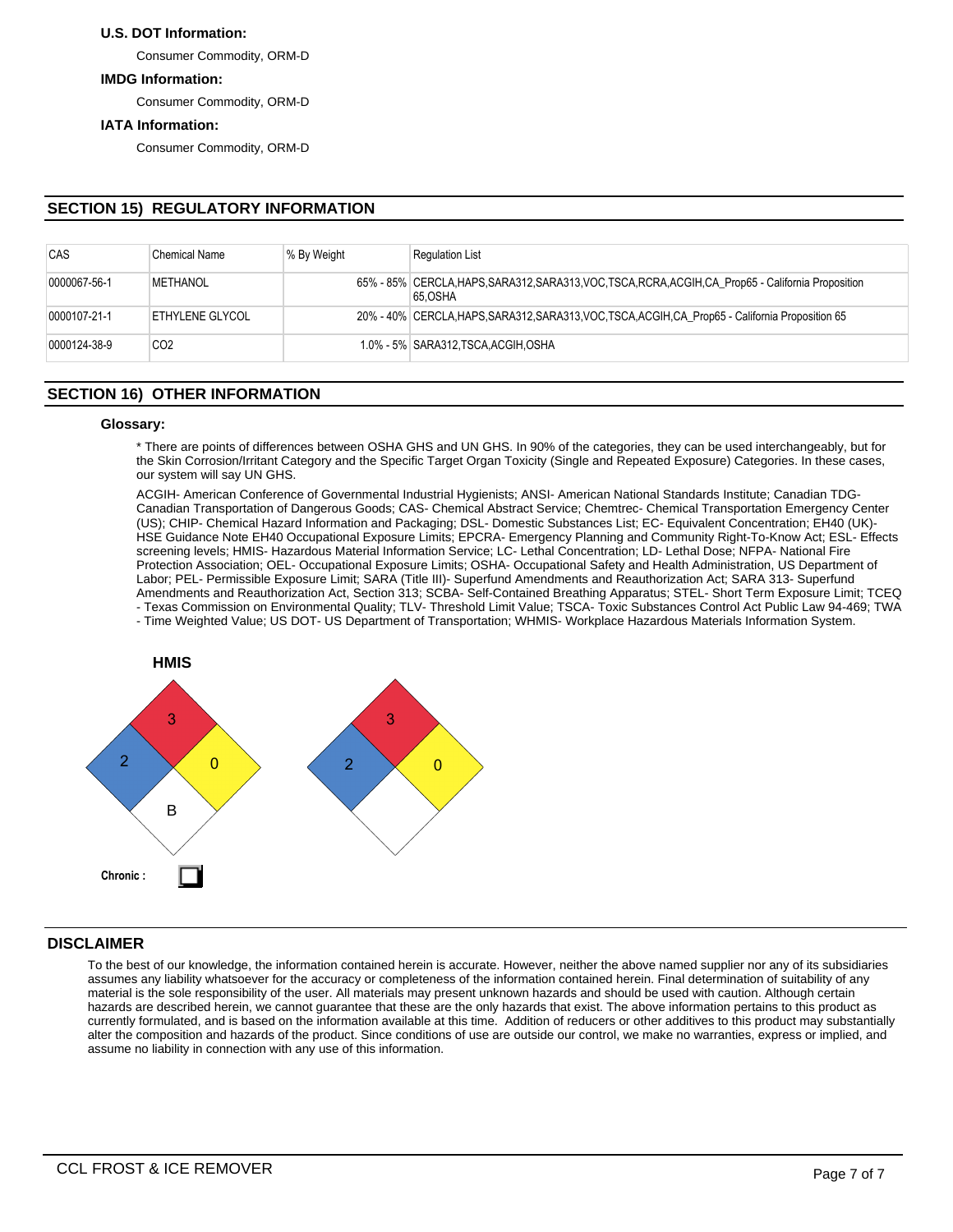**U.S. DOT Information:**

Consumer Commodity, ORM-D

**IMDG Information:**

Consumer Commodity, ORM-D

**IATA Information:**

Consumer Commodity, ORM-D

## SECTION 15) REGULATORY INFORMATION

| CAS | Chemical Name | % By Weight | Regulation List |
|---|---|---|---|
| 0000067-56-1 | METHANOL | 65% - 85% | CERCLA,HAPS,SARA312,SARA313,VOC,TSCA,RCRA,ACGIH,CA_Prop65 - California Proposition 65,OSHA |
| 0000107-21-1 | ETHYLENE GLYCOL | 20% - 40% | CERCLA,HAPS,SARA312,SARA313,VOC,TSCA,ACGIH,CA_Prop65 - California Proposition 65 |
| 0000124-38-9 | CO2 | 1.0% - 5% | SARA312,TSCA,ACGIH,OSHA |

## SECTION 16) OTHER INFORMATION

**Glossary:**

* There are points of differences between OSHA GHS and UN GHS. In 90% of the categories, they can be used interchangeably, but for the Skin Corrosion/Irritant Category and the Specific Target Organ Toxicity (Single and Repeated Exposure) Categories. In these cases, our system will say UN GHS.

ACGIH- American Conference of Governmental Industrial Hygienists; ANSI- American National Standards Institute; Canadian TDG- Canadian Transportation of Dangerous Goods; CAS- Chemical Abstract Service; Chemtrec- Chemical Transportation Emergency Center (US); CHIP- Chemical Hazard Information and Packaging; DSL- Domestic Substances List; EC- Equivalent Concentration; EH40 (UK)- HSE Guidance Note EH40 Occupational Exposure Limits; EPCRA- Emergency Planning and Community Right-To-Know Act; ESL- Effects screening levels; HMIS- Hazardous Material Information Service; LC- Lethal Concentration; LD- Lethal Dose; NFPA- National Fire Protection Association; OEL- Occupational Exposure Limits; OSHA- Occupational Safety and Health Administration, US Department of Labor; PEL- Permissible Exposure Limit; SARA (Title III)- Superfund Amendments and Reauthorization Act; SARA 313- Superfund Amendments and Reauthorization Act, Section 313; SCBA- Self-Contained Breathing Apparatus; STEL- Short Term Exposure Limit; TCEQ - Texas Commission on Environmental Quality; TLV- Threshold Limit Value; TSCA- Toxic Substances Control Act Public Law 94-469; TWA - Time Weighted Value; US DOT- US Department of Transportation; WHMIS- Workplace Hazardous Materials Information System.

**HMIS**

3
2
0
B

3
2
0

**Chronic :**

## DISCLAIMER

To the best of our knowledge, the information contained herein is accurate. However, neither the above named supplier nor any of its subsidiaries assumes any liability whatsoever for the accuracy or completeness of the information contained herein. Final determination of suitability of any material is the sole responsibility of the user. All materials may present unknown hazards and should be used with caution. Although certain hazards are described herein, we cannot guarantee that these are the only hazards that exist. The above information pertains to this product as currently formulated, and is based on the information available at this time. Addition of reducers or other additives to this product may substantially alter the composition and hazards of the product. Since conditions of use are outside our control, we make no warranties, express or implied, and assume no liability in connection with any use of this information.